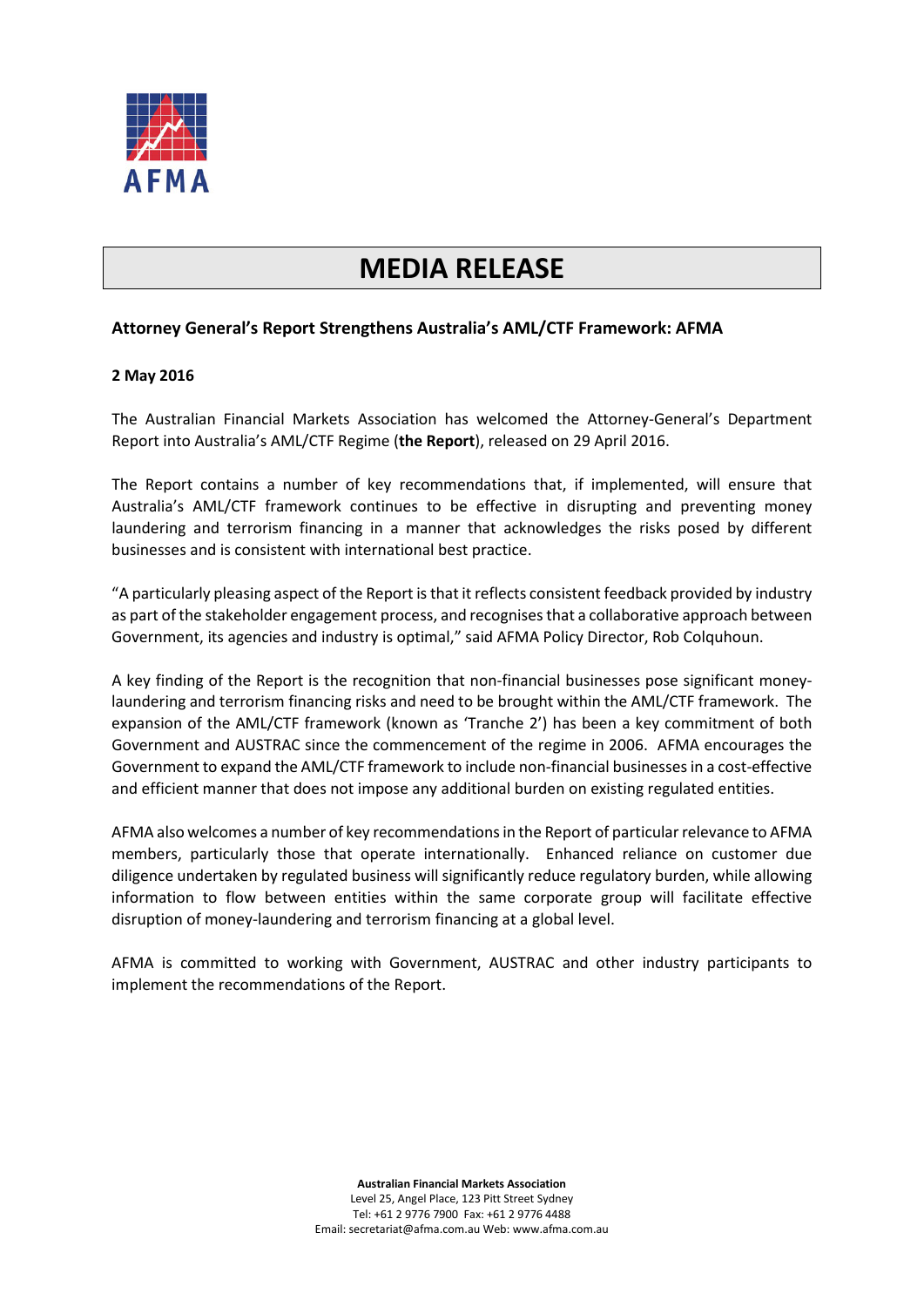AFMA

# MEDIA RELEASE

### Attorney General's Report Strengthens Australia's AML/CTF Framework: AFMA

**2 May 2016**

The Australian Financial Markets Association has welcomed the Attorney-General's Department Report into Australia's AML/CTF Regime (**the Report**), released on 29 April 2016.

The Report contains a number of key recommendations that, if implemented, will ensure that Australia's AML/CTF framework continues to be effective in disrupting and preventing money laundering and terrorism financing in a manner that acknowledges the risks posed by different businesses and is consistent with international best practice.

"A particularly pleasing aspect of the Report is that it reflects consistent feedback provided by industry as part of the stakeholder engagement process, and recognises that a collaborative approach between Government, its agencies and industry is optimal," said AFMA Policy Director, Rob Colquhoun.

A key finding of the Report is the recognition that non-financial businesses pose significant money-laundering and terrorism financing risks and need to be brought within the AML/CTF framework. The expansion of the AML/CTF framework (known as 'Tranche 2') has been a key commitment of both Government and AUSTRAC since the commencement of the regime in 2006. AFMA encourages the Government to expand the AML/CTF framework to include non-financial businesses in a cost-effective and efficient manner that does not impose any additional burden on existing regulated entities.

AFMA also welcomes a number of key recommendations in the Report of particular relevance to AFMA members, particularly those that operate internationally. Enhanced reliance on customer due diligence undertaken by regulated business will significantly reduce regulatory burden, while allowing information to flow between entities within the same corporate group will facilitate effective disruption of money-laundering and terrorism financing at a global level.

AFMA is committed to working with Government, AUSTRAC and other industry participants to implement the recommendations of the Report.

**Australian Financial Markets Association**
Level 25, Angel Place, 123 Pitt Street Sydney
Tel: +61 2 9776 7900 Fax: +61 2 9776 4488
Email: secretariat@afma.com.au Web: www.afma.com.au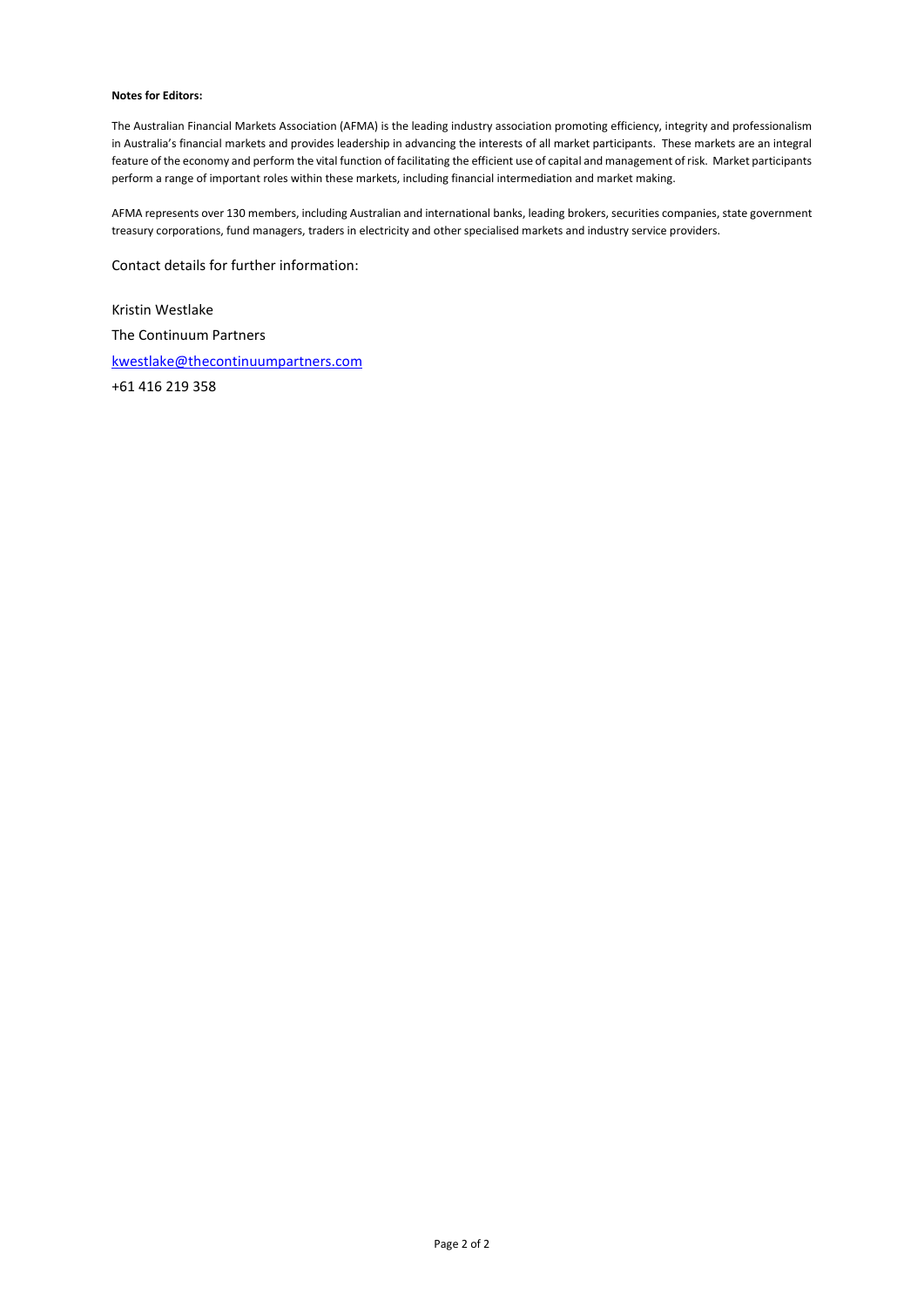**Notes for Editors:**

The Australian Financial Markets Association (AFMA) is the leading industry association promoting efficiency, integrity and professionalism in Australia's financial markets and provides leadership in advancing the interests of all market participants. These markets are an integral feature of the economy and perform the vital function of facilitating the efficient use of capital and management of risk. Market participants perform a range of important roles within these markets, including financial intermediation and market making.

AFMA represents over 130 members, including Australian and international banks, leading brokers, securities companies, state government treasury corporations, fund managers, traders in electricity and other specialised markets and industry service providers.

Contact details for further information:

Kristin Westlake

The Continuum Partners

kwestlake@thecontinuumpartners.com

+61 416 219 358